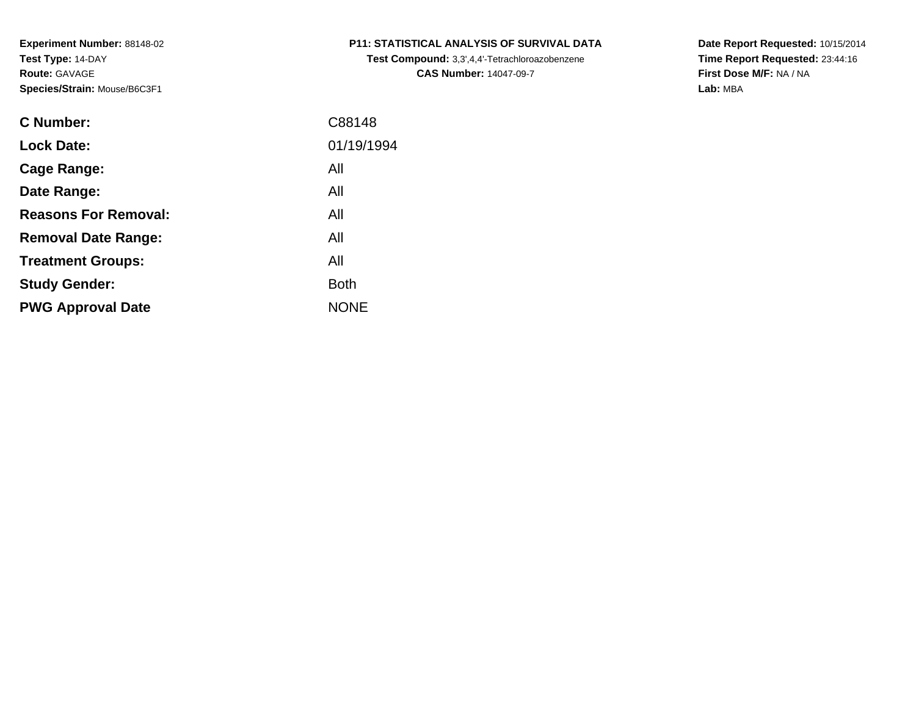**Experiment Number:** 88148-02
**Test Type:** 14-DAY
**Route:** GAVAGE
**Species/Strain:** Mouse/B6C3F1

**P11: STATISTICAL ANALYSIS OF SURVIVAL DATA**
**Test Compound:** 3,3',4,4'-Tetrachloroazobenzene
**CAS Number:** 14047-09-7

**Date Report Requested:** 10/15/2014
**Time Report Requested:** 23:44:16
**First Dose M/F:** NA / NA
**Lab:** MBA

| | |
|---|---|
| **C Number:** | C88148 |
| **Lock Date:** | 01/19/1994 |
| **Cage Range:** | All |
| **Date Range:** | All |
| **Reasons For Removal:** | All |
| **Removal Date Range:** | All |
| **Treatment Groups:** | All |
| **Study Gender:** | Both |
| **PWG Approval Date** | NONE |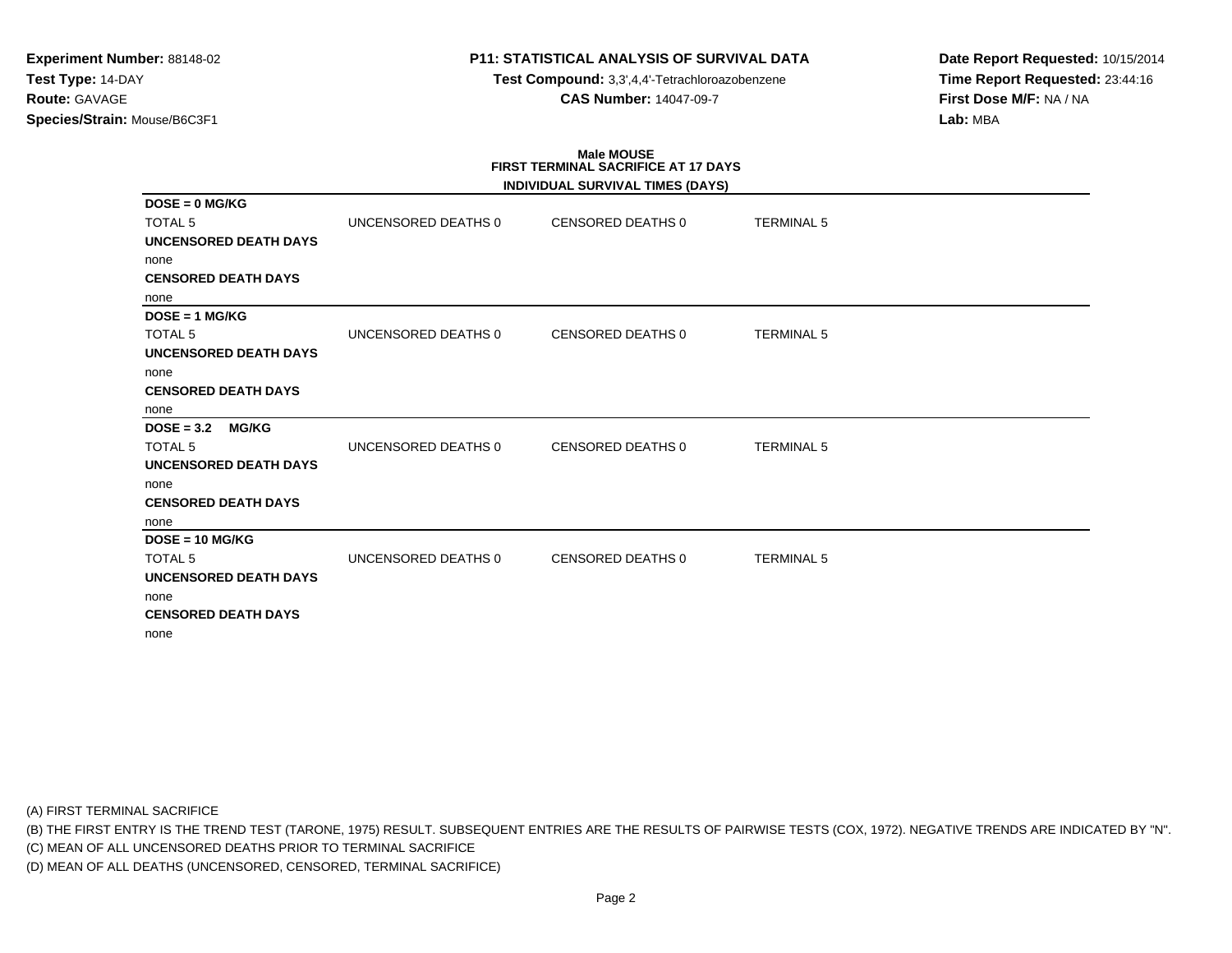**Experiment Number:** 88148-02
**Test Type:** 14-DAY
**Route:** GAVAGE
**Species/Strain:** Mouse/B6C3F1

**P11: STATISTICAL ANALYSIS OF SURVIVAL DATA**
**Test Compound:** 3,3',4,4'-Tetrachloroazobenzene
**CAS Number:** 14047-09-7

**Date Report Requested:** 10/15/2014
**Time Report Requested:** 23:44:16
**First Dose M/F:** NA / NA
**Lab:** MBA

**Male MOUSE**
**FIRST TERMINAL SACRIFICE AT 17 DAYS**
**INDIVIDUAL SURVIVAL TIMES (DAYS)**

**DOSE = 0 MG/KG**

| | | | |
|---|---|---|---|
| TOTAL 5 | UNCENSORED DEATHS 0 | CENSORED DEATHS 0 | TERMINAL 5 |

**UNCENSORED DEATH DAYS**
none
**CENSORED DEATH DAYS**
none

**DOSE = 1 MG/KG**

| | | | |
|---|---|---|---|
| TOTAL 5 | UNCENSORED DEATHS 0 | CENSORED DEATHS 0 | TERMINAL 5 |

**UNCENSORED DEATH DAYS**
none
**CENSORED DEATH DAYS**
none

**DOSE = 3.2 MG/KG**

| | | | |
|---|---|---|---|
| TOTAL 5 | UNCENSORED DEATHS 0 | CENSORED DEATHS 0 | TERMINAL 5 |

**UNCENSORED DEATH DAYS**
none
**CENSORED DEATH DAYS**
none

**DOSE = 10 MG/KG**

| | | | |
|---|---|---|---|
| TOTAL 5 | UNCENSORED DEATHS 0 | CENSORED DEATHS 0 | TERMINAL 5 |

**UNCENSORED DEATH DAYS**
none
**CENSORED DEATH DAYS**
none

(A) FIRST TERMINAL SACRIFICE
(B) THE FIRST ENTRY IS THE TREND TEST (TARONE, 1975) RESULT. SUBSEQUENT ENTRIES ARE THE RESULTS OF PAIRWISE TESTS (COX, 1972). NEGATIVE TRENDS ARE INDICATED BY "N".
(C) MEAN OF ALL UNCENSORED DEATHS PRIOR TO TERMINAL SACRIFICE
(D) MEAN OF ALL DEATHS (UNCENSORED, CENSORED, TERMINAL SACRIFICE)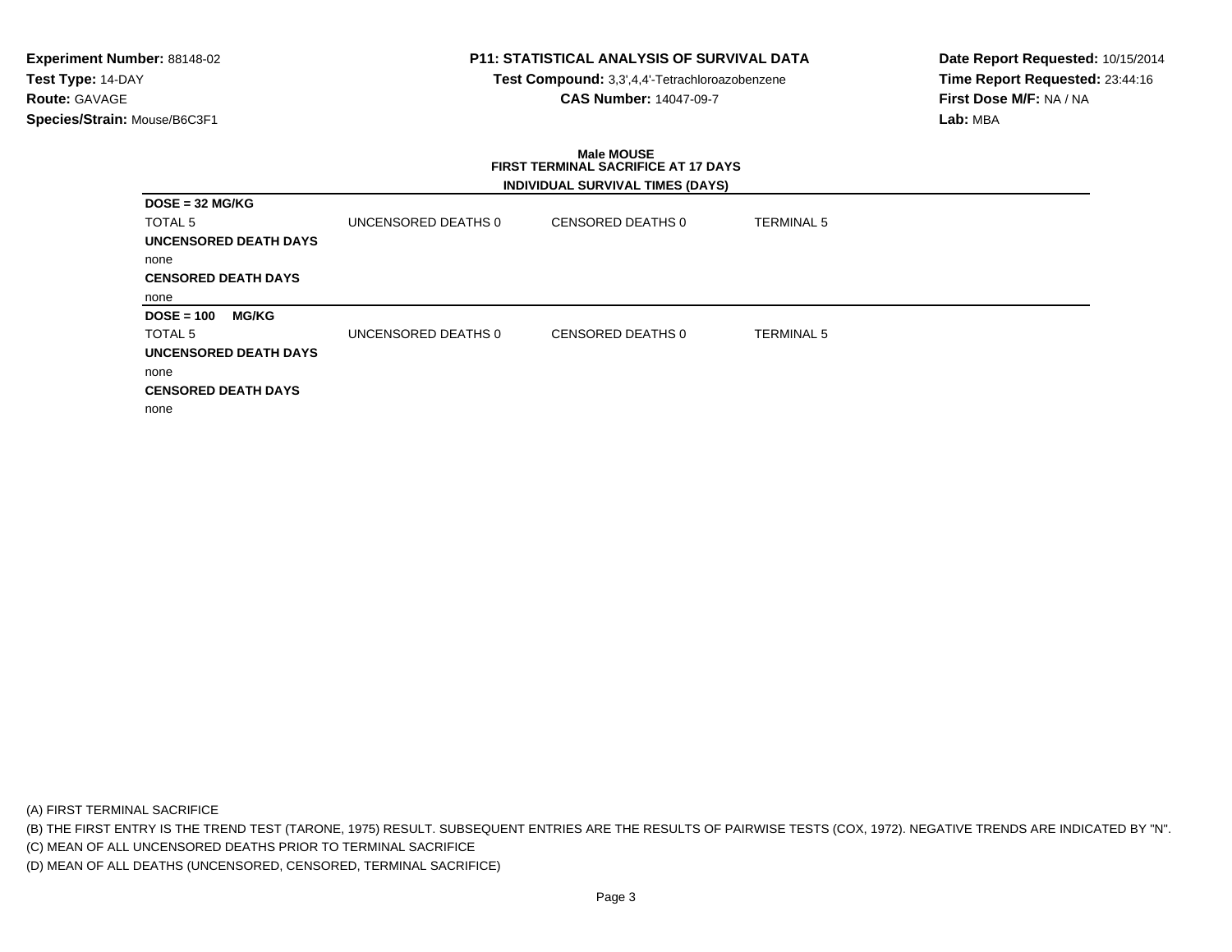**Experiment Number:** 88148-02
**Test Type:** 14-DAY
**Route:** GAVAGE
**Species/Strain:** Mouse/B6C3F1

**P11: STATISTICAL ANALYSIS OF SURVIVAL DATA**
**Test Compound:** 3,3',4,4'-Tetrachloroazobenzene
**CAS Number:** 14047-09-7

**Date Report Requested:** 10/15/2014
**Time Report Requested:** 23:44:16
**First Dose M/F:** NA / NA
**Lab:** MBA

**Male MOUSE**
**FIRST TERMINAL SACRIFICE AT 17 DAYS**
**INDIVIDUAL SURVIVAL TIMES (DAYS)**

**DOSE = 32 MG/KG**

| | | | |
|---|---|---|---|
| TOTAL 5 | UNCENSORED DEATHS 0 | CENSORED DEATHS 0 | TERMINAL 5 |

**UNCENSORED DEATH DAYS**

none

**CENSORED DEATH DAYS**

none

**DOSE = 100 MG/KG**

| | | | |
|---|---|---|---|
| TOTAL 5 | UNCENSORED DEATHS 0 | CENSORED DEATHS 0 | TERMINAL 5 |

**UNCENSORED DEATH DAYS**

none

**CENSORED DEATH DAYS**

none

(A) FIRST TERMINAL SACRIFICE
(B) THE FIRST ENTRY IS THE TREND TEST (TARONE, 1975) RESULT. SUBSEQUENT ENTRIES ARE THE RESULTS OF PAIRWISE TESTS (COX, 1972). NEGATIVE TRENDS ARE INDICATED BY "N".
(C) MEAN OF ALL UNCENSORED DEATHS PRIOR TO TERMINAL SACRIFICE
(D) MEAN OF ALL DEATHS (UNCENSORED, CENSORED, TERMINAL SACRIFICE)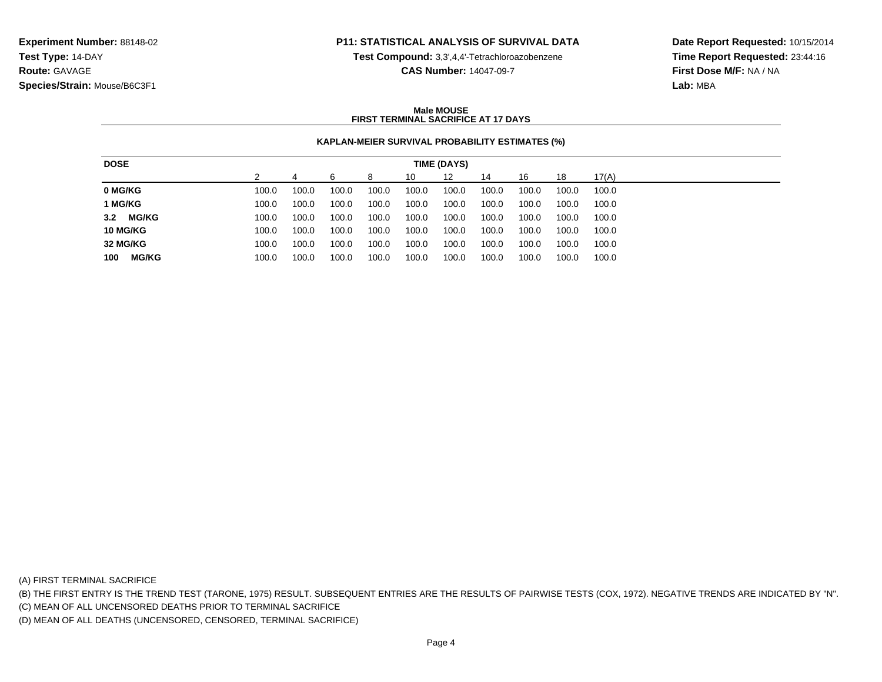**Experiment Number:** 88148-02
**Test Type:** 14-DAY
**Route:** GAVAGE
**Species/Strain:** Mouse/B6C3F1

**P11: STATISTICAL ANALYSIS OF SURVIVAL DATA**
**Test Compound:** 3,3',4,4'-Tetrachloroazobenzene
**CAS Number:** 14047-09-7

**Date Report Requested:** 10/15/2014
**Time Report Requested:** 23:44:16
**First Dose M/F:** NA / NA
**Lab:** MBA

**Male MOUSE**
**FIRST TERMINAL SACRIFICE AT 17 DAYS**

**KAPLAN-MEIER SURVIVAL PROBABILITY ESTIMATES (%)**

| DOSE | TIME (DAYS) | | | | | | | | | |
|---|---|---|---|---|---|---|---|---|---|---|
| | 2 | 4 | 6 | 8 | 10 | 12 | 14 | 16 | 18 | 17(A) |
| **0 MG/KG** | 100.0 | 100.0 | 100.0 | 100.0 | 100.0 | 100.0 | 100.0 | 100.0 | 100.0 | 100.0 |
| **1 MG/KG** | 100.0 | 100.0 | 100.0 | 100.0 | 100.0 | 100.0 | 100.0 | 100.0 | 100.0 | 100.0 |
| **3.2 MG/KG** | 100.0 | 100.0 | 100.0 | 100.0 | 100.0 | 100.0 | 100.0 | 100.0 | 100.0 | 100.0 |
| **10 MG/KG** | 100.0 | 100.0 | 100.0 | 100.0 | 100.0 | 100.0 | 100.0 | 100.0 | 100.0 | 100.0 |
| **32 MG/KG** | 100.0 | 100.0 | 100.0 | 100.0 | 100.0 | 100.0 | 100.0 | 100.0 | 100.0 | 100.0 |
| **100 MG/KG** | 100.0 | 100.0 | 100.0 | 100.0 | 100.0 | 100.0 | 100.0 | 100.0 | 100.0 | 100.0 |

(A) FIRST TERMINAL SACRIFICE
(B) THE FIRST ENTRY IS THE TREND TEST (TARONE, 1975) RESULT. SUBSEQUENT ENTRIES ARE THE RESULTS OF PAIRWISE TESTS (COX, 1972). NEGATIVE TRENDS ARE INDICATED BY "N".
(C) MEAN OF ALL UNCENSORED DEATHS PRIOR TO TERMINAL SACRIFICE
(D) MEAN OF ALL DEATHS (UNCENSORED, CENSORED, TERMINAL SACRIFICE)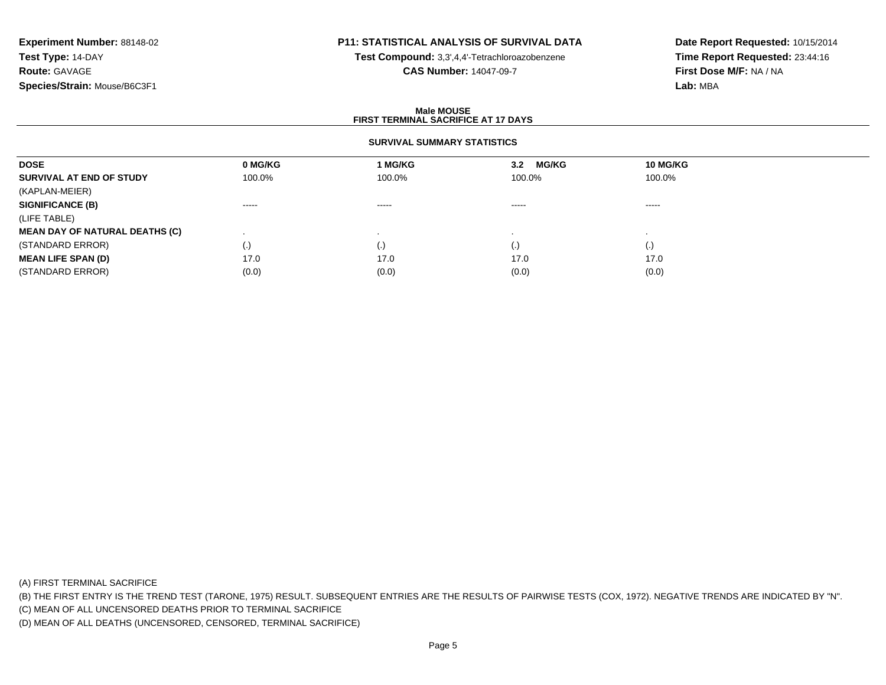**Experiment Number:** 88148-02
**Test Type:** 14-DAY
**Route:** GAVAGE
**Species/Strain:** Mouse/B6C3F1

**P11: STATISTICAL ANALYSIS OF SURVIVAL DATA**
**Test Compound:** 3,3',4,4'-Tetrachloroazobenzene
**CAS Number:** 14047-09-7

**Date Report Requested:** 10/15/2014
**Time Report Requested:** 23:44:16
**First Dose M/F:** NA / NA
**Lab:** MBA

**Male MOUSE**
**FIRST TERMINAL SACRIFICE AT 17 DAYS**

**SURVIVAL SUMMARY STATISTICS**

| DOSE | 0 MG/KG | 1 MG/KG | 3.2 MG/KG | 10 MG/KG |
|---|---|---|---|---|
| **SURVIVAL AT END OF STUDY** | 100.0% | 100.0% | 100.0% | 100.0% |
| (KAPLAN-MEIER) | | | | |
| **SIGNIFICANCE (B)** | ----- | ----- | ----- | ----- |
| (LIFE TABLE) | | | | |
| **MEAN DAY OF NATURAL DEATHS (C)** | . | . | . | . |
| (STANDARD ERROR) | (.) | (.) | (.) | (.) |
| **MEAN LIFE SPAN (D)** | 17.0 | 17.0 | 17.0 | 17.0 |
| (STANDARD ERROR) | (0.0) | (0.0) | (0.0) | (0.0) |

(A) FIRST TERMINAL SACRIFICE
(B) THE FIRST ENTRY IS THE TREND TEST (TARONE, 1975) RESULT. SUBSEQUENT ENTRIES ARE THE RESULTS OF PAIRWISE TESTS (COX, 1972). NEGATIVE TRENDS ARE INDICATED BY "N".
(C) MEAN OF ALL UNCENSORED DEATHS PRIOR TO TERMINAL SACRIFICE
(D) MEAN OF ALL DEATHS (UNCENSORED, CENSORED, TERMINAL SACRIFICE)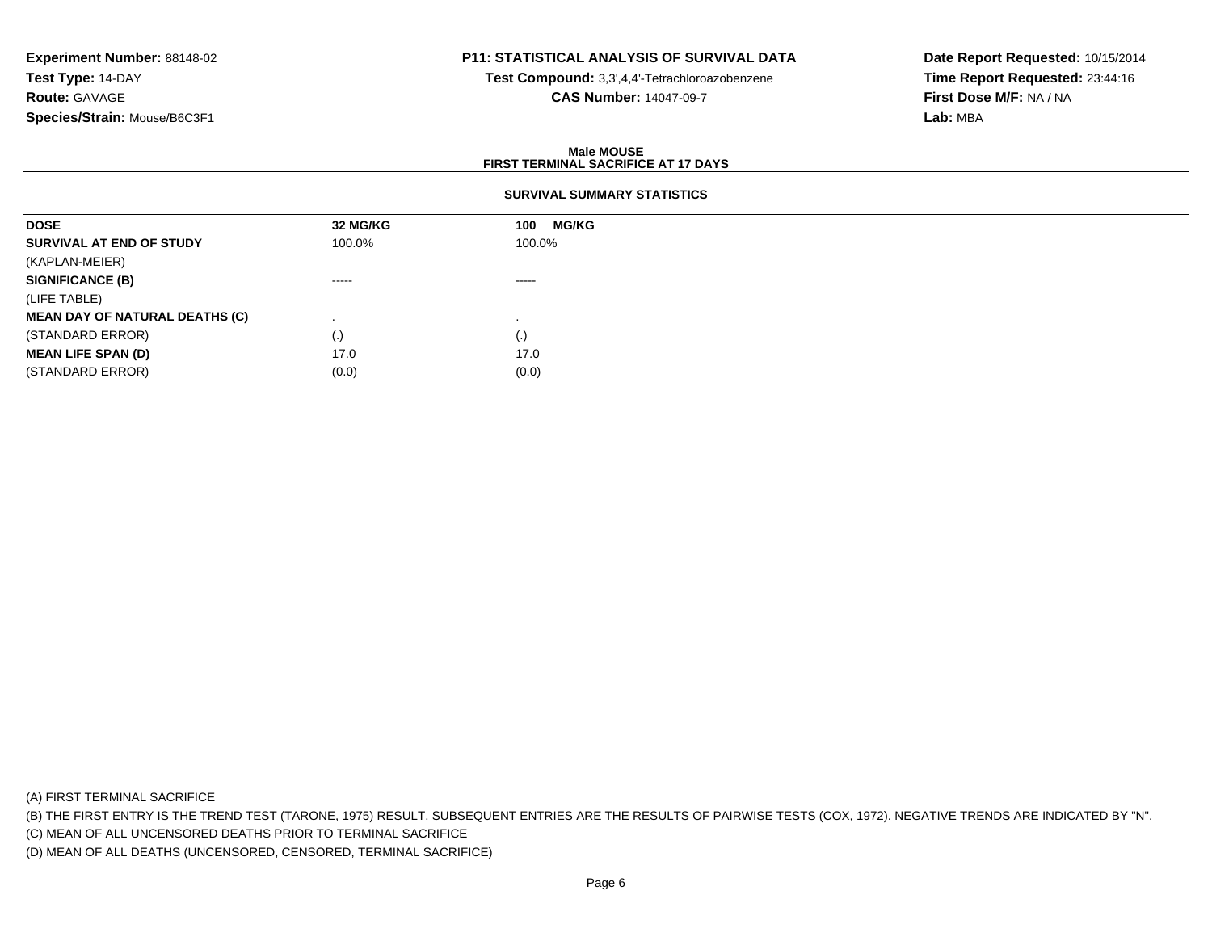**Experiment Number:** 88148-02
**Test Type:** 14-DAY
**Route:** GAVAGE
**Species/Strain:** Mouse/B6C3F1

**P11: STATISTICAL ANALYSIS OF SURVIVAL DATA**
**Test Compound:** 3,3',4,4'-Tetrachloroazobenzene
**CAS Number:** 14047-09-7

**Date Report Requested:** 10/15/2014
**Time Report Requested:** 23:44:16
**First Dose M/F:** NA / NA
**Lab:** MBA

## Male MOUSE
## FIRST TERMINAL SACRIFICE AT 17 DAYS

### SURVIVAL SUMMARY STATISTICS

| DOSE | 32 MG/KG | 100 MG/KG |
|---|---|---|
| SURVIVAL AT END OF STUDY | 100.0% | 100.0% |
| (KAPLAN-MEIER) | | |
| SIGNIFICANCE (B) | ----- | ----- |
| (LIFE TABLE) | | |
| MEAN DAY OF NATURAL DEATHS (C) | . | . |
| (STANDARD ERROR) | (.) | (.) |
| MEAN LIFE SPAN (D) | 17.0 | 17.0 |
| (STANDARD ERROR) | (0.0) | (0.0) |

(A) FIRST TERMINAL SACRIFICE
(B) THE FIRST ENTRY IS THE TREND TEST (TARONE, 1975) RESULT. SUBSEQUENT ENTRIES ARE THE RESULTS OF PAIRWISE TESTS (COX, 1972). NEGATIVE TRENDS ARE INDICATED BY "N".
(C) MEAN OF ALL UNCENSORED DEATHS PRIOR TO TERMINAL SACRIFICE
(D) MEAN OF ALL DEATHS (UNCENSORED, CENSORED, TERMINAL SACRIFICE)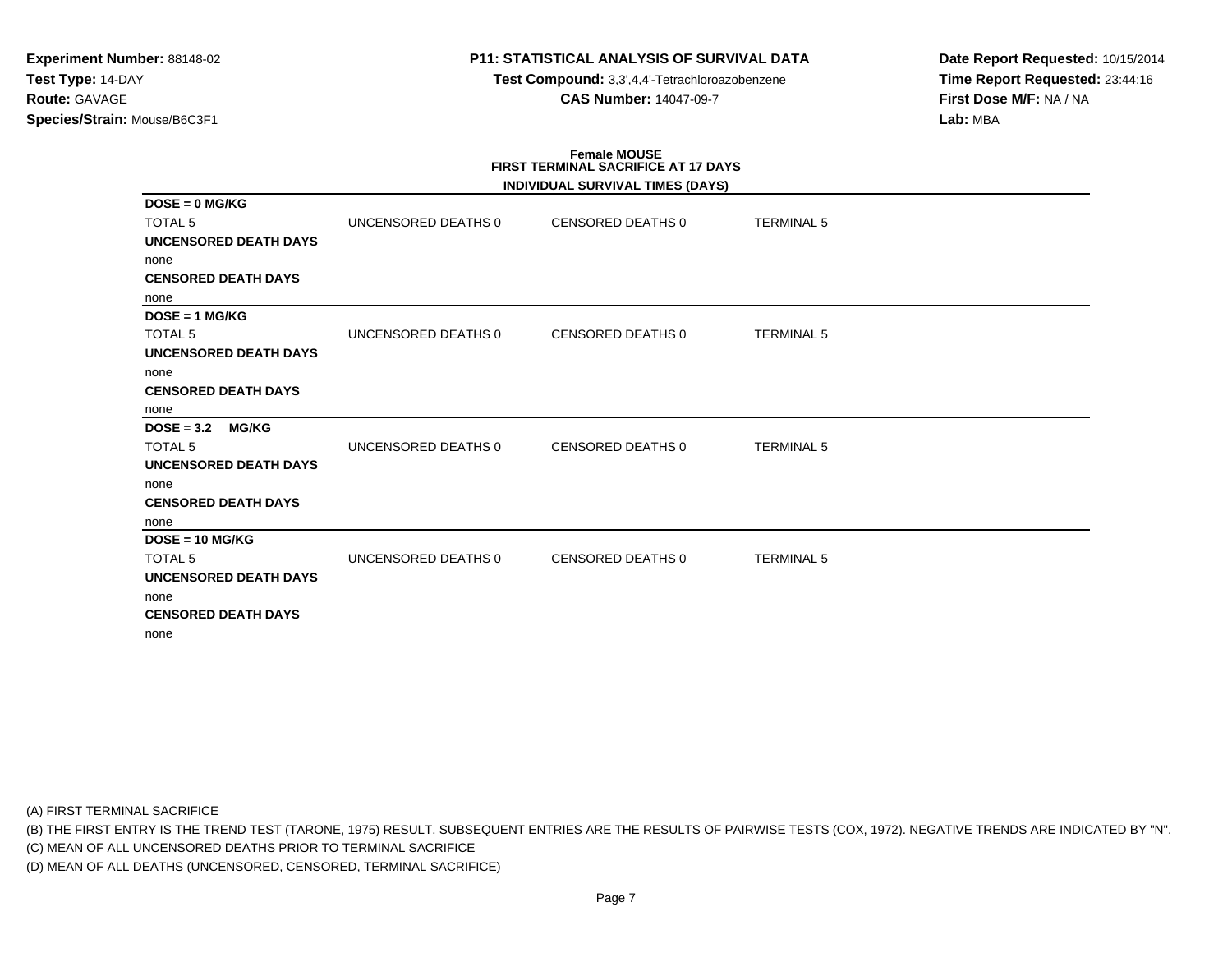**Experiment Number:** 88148-02
**Test Type:** 14-DAY
**Route:** GAVAGE
**Species/Strain:** Mouse/B6C3F1

**P11: STATISTICAL ANALYSIS OF SURVIVAL DATA**
**Test Compound:** 3,3',4,4'-Tetrachloroazobenzene
**CAS Number:** 14047-09-7

**Date Report Requested:** 10/15/2014
**Time Report Requested:** 23:44:16
**First Dose M/F:** NA / NA
**Lab:** MBA

**Female MOUSE**
**FIRST TERMINAL SACRIFICE AT 17 DAYS**
**INDIVIDUAL SURVIVAL TIMES (DAYS)**

**DOSE = 0 MG/KG**

| | | | |
|---|---|---|---|
| TOTAL 5 | UNCENSORED DEATHS 0 | CENSORED DEATHS 0 | TERMINAL 5 |

**UNCENSORED DEATH DAYS**
none
**CENSORED DEATH DAYS**
none

**DOSE = 1 MG/KG**

| | | | |
|---|---|---|---|
| TOTAL 5 | UNCENSORED DEATHS 0 | CENSORED DEATHS 0 | TERMINAL 5 |

**UNCENSORED DEATH DAYS**
none
**CENSORED DEATH DAYS**
none

**DOSE = 3.2 MG/KG**

| | | | |
|---|---|---|---|
| TOTAL 5 | UNCENSORED DEATHS 0 | CENSORED DEATHS 0 | TERMINAL 5 |

**UNCENSORED DEATH DAYS**
none
**CENSORED DEATH DAYS**
none

**DOSE = 10 MG/KG**

| | | | |
|---|---|---|---|
| TOTAL 5 | UNCENSORED DEATHS 0 | CENSORED DEATHS 0 | TERMINAL 5 |

**UNCENSORED DEATH DAYS**
none
**CENSORED DEATH DAYS**
none

(A) FIRST TERMINAL SACRIFICE
(B) THE FIRST ENTRY IS THE TREND TEST (TARONE, 1975) RESULT. SUBSEQUENT ENTRIES ARE THE RESULTS OF PAIRWISE TESTS (COX, 1972). NEGATIVE TRENDS ARE INDICATED BY "N".
(C) MEAN OF ALL UNCENSORED DEATHS PRIOR TO TERMINAL SACRIFICE
(D) MEAN OF ALL DEATHS (UNCENSORED, CENSORED, TERMINAL SACRIFICE)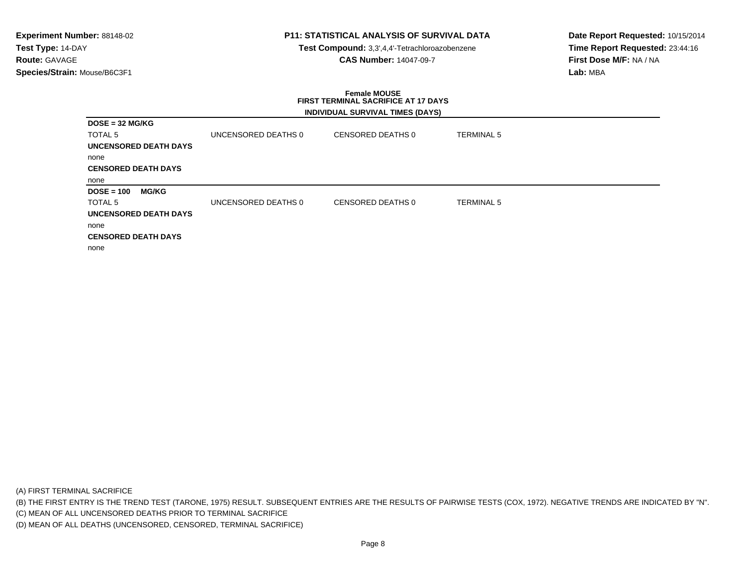**Experiment Number:** 88148-02
**Test Type:** 14-DAY
**Route:** GAVAGE
**Species/Strain:** Mouse/B6C3F1

**P11: STATISTICAL ANALYSIS OF SURVIVAL DATA**
**Test Compound:** 3,3',4,4'-Tetrachloroazobenzene
**CAS Number:** 14047-09-7

**Date Report Requested:** 10/15/2014
**Time Report Requested:** 23:44:16
**First Dose M/F:** NA / NA
**Lab:** MBA

**Female MOUSE**
**FIRST TERMINAL SACRIFICE AT 17 DAYS**
**INDIVIDUAL SURVIVAL TIMES (DAYS)**

**DOSE = 32 MG/KG**

| | | | |
|---|---|---|---|
| TOTAL 5 | UNCENSORED DEATHS 0 | CENSORED DEATHS 0 | TERMINAL 5 |

**UNCENSORED DEATH DAYS**

none

**CENSORED DEATH DAYS**

none

**DOSE = 100 MG/KG**

| | | | |
|---|---|---|---|
| TOTAL 5 | UNCENSORED DEATHS 0 | CENSORED DEATHS 0 | TERMINAL 5 |

**UNCENSORED DEATH DAYS**

none

**CENSORED DEATH DAYS**

none

(A) FIRST TERMINAL SACRIFICE
(B) THE FIRST ENTRY IS THE TREND TEST (TARONE, 1975) RESULT. SUBSEQUENT ENTRIES ARE THE RESULTS OF PAIRWISE TESTS (COX, 1972). NEGATIVE TRENDS ARE INDICATED BY "N".
(C) MEAN OF ALL UNCENSORED DEATHS PRIOR TO TERMINAL SACRIFICE
(D) MEAN OF ALL DEATHS (UNCENSORED, CENSORED, TERMINAL SACRIFICE)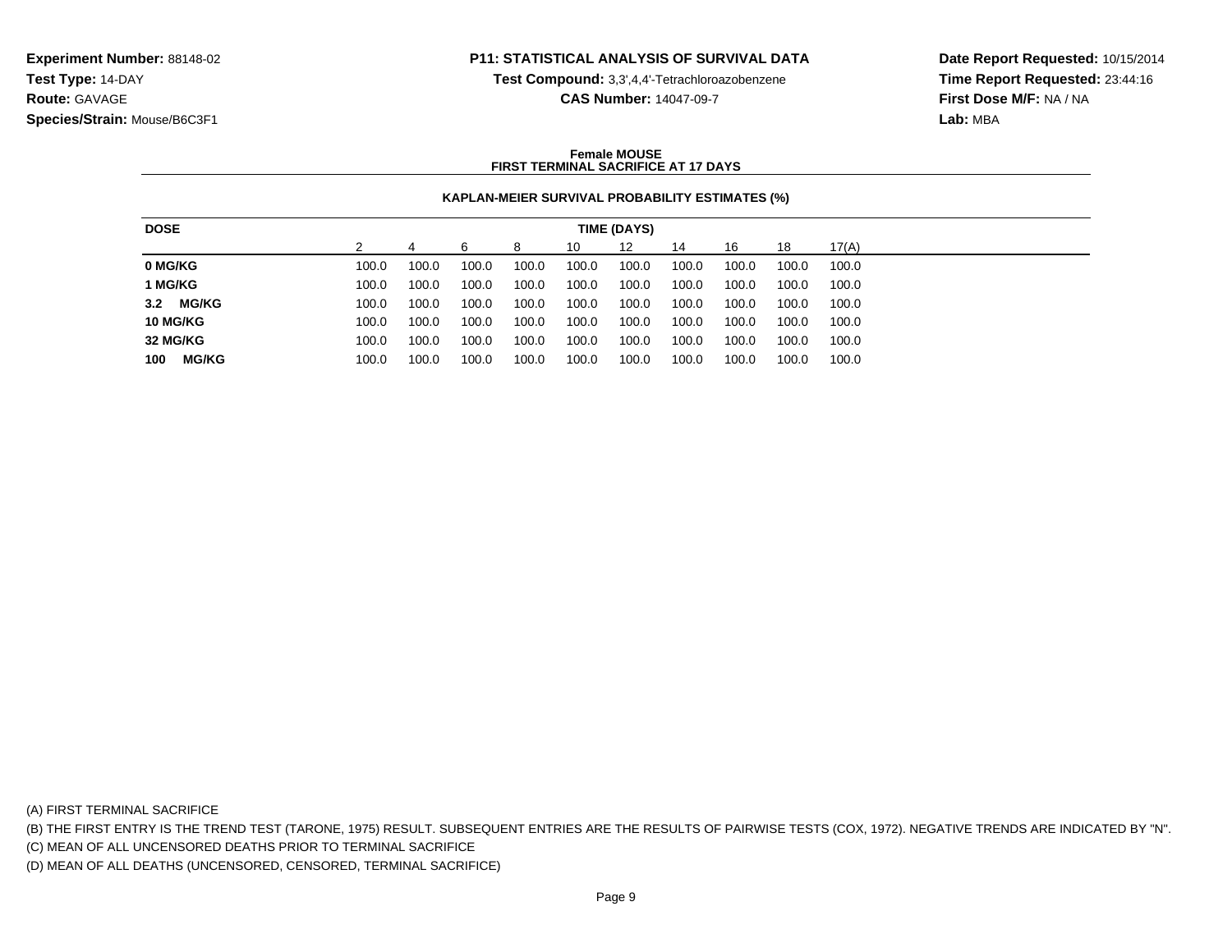**Experiment Number:** 88148-02
**Test Type:** 14-DAY
**Route:** GAVAGE
**Species/Strain:** Mouse/B6C3F1

**P11: STATISTICAL ANALYSIS OF SURVIVAL DATA**
**Test Compound:** 3,3',4,4'-Tetrachloroazobenzene
**CAS Number:** 14047-09-7

**Date Report Requested:** 10/15/2014
**Time Report Requested:** 23:44:16
**First Dose M/F:** NA / NA
**Lab:** MBA

**Female MOUSE**
**FIRST TERMINAL SACRIFICE AT 17 DAYS**

**KAPLAN-MEIER SURVIVAL PROBABILITY ESTIMATES (%)**

| DOSE | TIME (DAYS) | | | | | | | | | |
|---|---|---|---|---|---|---|---|---|---|---|
| | 2 | 4 | 6 | 8 | 10 | 12 | 14 | 16 | 18 | 17(A) |
| **0 MG/KG** | 100.0 | 100.0 | 100.0 | 100.0 | 100.0 | 100.0 | 100.0 | 100.0 | 100.0 | 100.0 |
| **1 MG/KG** | 100.0 | 100.0 | 100.0 | 100.0 | 100.0 | 100.0 | 100.0 | 100.0 | 100.0 | 100.0 |
| **3.2 MG/KG** | 100.0 | 100.0 | 100.0 | 100.0 | 100.0 | 100.0 | 100.0 | 100.0 | 100.0 | 100.0 |
| **10 MG/KG** | 100.0 | 100.0 | 100.0 | 100.0 | 100.0 | 100.0 | 100.0 | 100.0 | 100.0 | 100.0 |
| **32 MG/KG** | 100.0 | 100.0 | 100.0 | 100.0 | 100.0 | 100.0 | 100.0 | 100.0 | 100.0 | 100.0 |
| **100 MG/KG** | 100.0 | 100.0 | 100.0 | 100.0 | 100.0 | 100.0 | 100.0 | 100.0 | 100.0 | 100.0 |

(A) FIRST TERMINAL SACRIFICE
(B) THE FIRST ENTRY IS THE TREND TEST (TARONE, 1975) RESULT. SUBSEQUENT ENTRIES ARE THE RESULTS OF PAIRWISE TESTS (COX, 1972). NEGATIVE TRENDS ARE INDICATED BY "N".
(C) MEAN OF ALL UNCENSORED DEATHS PRIOR TO TERMINAL SACRIFICE
(D) MEAN OF ALL DEATHS (UNCENSORED, CENSORED, TERMINAL SACRIFICE)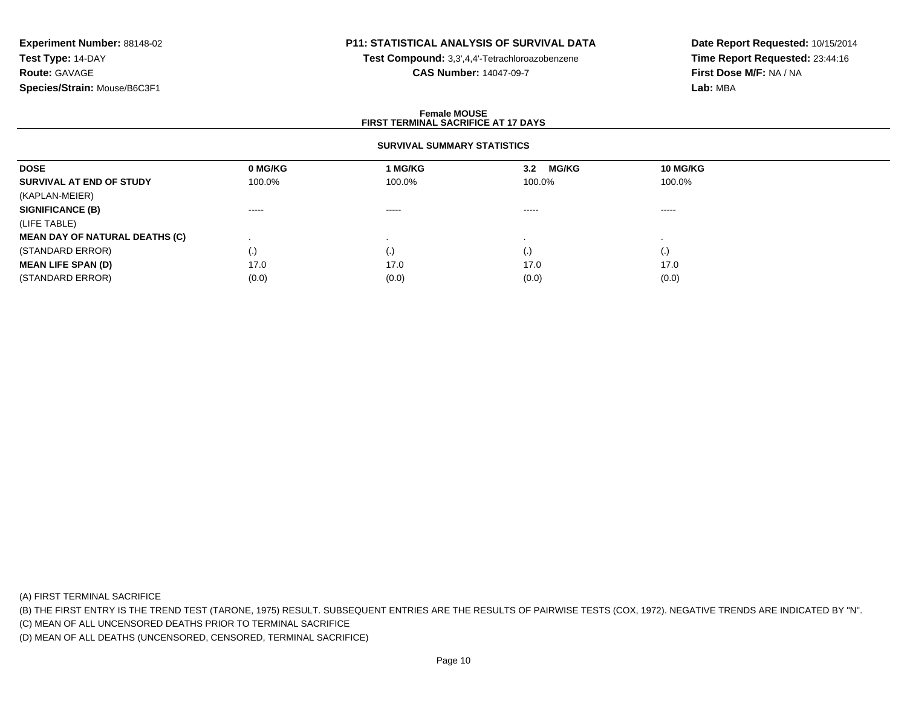**Experiment Number:** 88148-02
**Test Type:** 14-DAY
**Route:** GAVAGE
**Species/Strain:** Mouse/B6C3F1

**P11: STATISTICAL ANALYSIS OF SURVIVAL DATA**
**Test Compound:** 3,3',4,4'-Tetrachloroazobenzene
**CAS Number:** 14047-09-7

**Date Report Requested:** 10/15/2014
**Time Report Requested:** 23:44:16
**First Dose M/F:** NA / NA
**Lab:** MBA

**Female MOUSE**
**FIRST TERMINAL SACRIFICE AT 17 DAYS**

**SURVIVAL SUMMARY STATISTICS**

| DOSE | 0 MG/KG | 1 MG/KG | 3.2 MG/KG | 10 MG/KG |
|---|---|---|---|---|
| **SURVIVAL AT END OF STUDY** | 100.0% | 100.0% | 100.0% | 100.0% |
| (KAPLAN-MEIER) | | | | |
| **SIGNIFICANCE (B)** | ----- | ----- | ----- | ----- |
| (LIFE TABLE) | | | | |
| **MEAN DAY OF NATURAL DEATHS (C)** | . | . | . | . |
| (STANDARD ERROR) | (.) | (.) | (.) | (.) |
| **MEAN LIFE SPAN (D)** | 17.0 | 17.0 | 17.0 | 17.0 |
| (STANDARD ERROR) | (0.0) | (0.0) | (0.0) | (0.0) |

(A) FIRST TERMINAL SACRIFICE
(B) THE FIRST ENTRY IS THE TREND TEST (TARONE, 1975) RESULT. SUBSEQUENT ENTRIES ARE THE RESULTS OF PAIRWISE TESTS (COX, 1972). NEGATIVE TRENDS ARE INDICATED BY "N".
(C) MEAN OF ALL UNCENSORED DEATHS PRIOR TO TERMINAL SACRIFICE
(D) MEAN OF ALL DEATHS (UNCENSORED, CENSORED, TERMINAL SACRIFICE)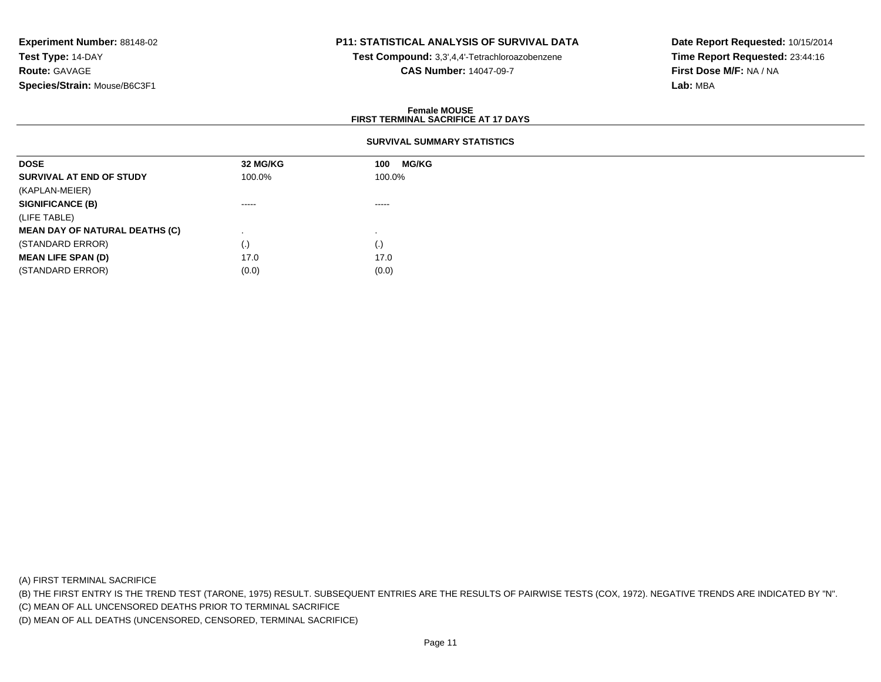**Experiment Number:** 88148-02
**Test Type:** 14-DAY
**Route:** GAVAGE
**Species/Strain:** Mouse/B6C3F1

**P11: STATISTICAL ANALYSIS OF SURVIVAL DATA**
**Test Compound:** 3,3',4,4'-Tetrachloroazobenzene
**CAS Number:** 14047-09-7

**Date Report Requested:** 10/15/2014
**Time Report Requested:** 23:44:16
**First Dose M/F:** NA / NA
**Lab:** MBA

**Female MOUSE**
**FIRST TERMINAL SACRIFICE AT 17 DAYS**

**SURVIVAL SUMMARY STATISTICS**

| **DOSE** | **32 MG/KG** | **100 MG/KG** |
|---|---|---|
| **SURVIVAL AT END OF STUDY** | 100.0% | 100.0% |
| (KAPLAN-MEIER) | | |
| **SIGNIFICANCE (B)** | ----- | ----- |
| (LIFE TABLE) | | |
| **MEAN DAY OF NATURAL DEATHS (C)** | . | . |
| (STANDARD ERROR) | (.) | (.) |
| **MEAN LIFE SPAN (D)** | 17.0 | 17.0 |
| (STANDARD ERROR) | (0.0) | (0.0) |

(A) FIRST TERMINAL SACRIFICE
(B) THE FIRST ENTRY IS THE TREND TEST (TARONE, 1975) RESULT. SUBSEQUENT ENTRIES ARE THE RESULTS OF PAIRWISE TESTS (COX, 1972). NEGATIVE TRENDS ARE INDICATED BY "N".
(C) MEAN OF ALL UNCENSORED DEATHS PRIOR TO TERMINAL SACRIFICE
(D) MEAN OF ALL DEATHS (UNCENSORED, CENSORED, TERMINAL SACRIFICE)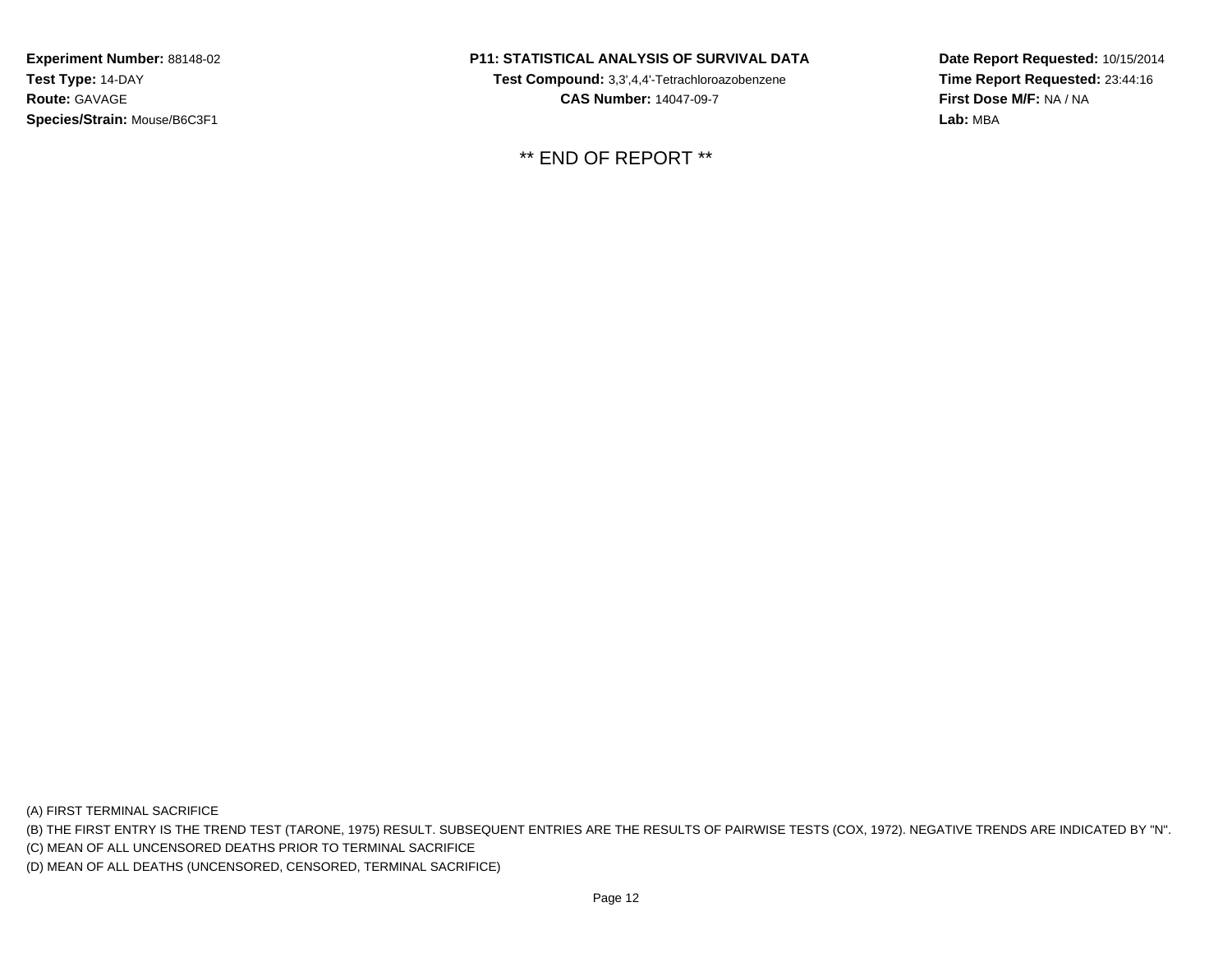**Experiment Number:** 88148-02
**Test Type:** 14-DAY
**Route:** GAVAGE
**Species/Strain:** Mouse/B6C3F1

**P11: STATISTICAL ANALYSIS OF SURVIVAL DATA**
**Test Compound:** 3,3',4,4'-Tetrachloroazobenzene
**CAS Number:** 14047-09-7

**Date Report Requested:** 10/15/2014
**Time Report Requested:** 23:44:16
**First Dose M/F:** NA / NA
**Lab:** MBA

** END OF REPORT **

(A) FIRST TERMINAL SACRIFICE
(B) THE FIRST ENTRY IS THE TREND TEST (TARONE, 1975) RESULT. SUBSEQUENT ENTRIES ARE THE RESULTS OF PAIRWISE TESTS (COX, 1972). NEGATIVE TRENDS ARE INDICATED BY "N".
(C) MEAN OF ALL UNCENSORED DEATHS PRIOR TO TERMINAL SACRIFICE
(D) MEAN OF ALL DEATHS (UNCENSORED, CENSORED, TERMINAL SACRIFICE)